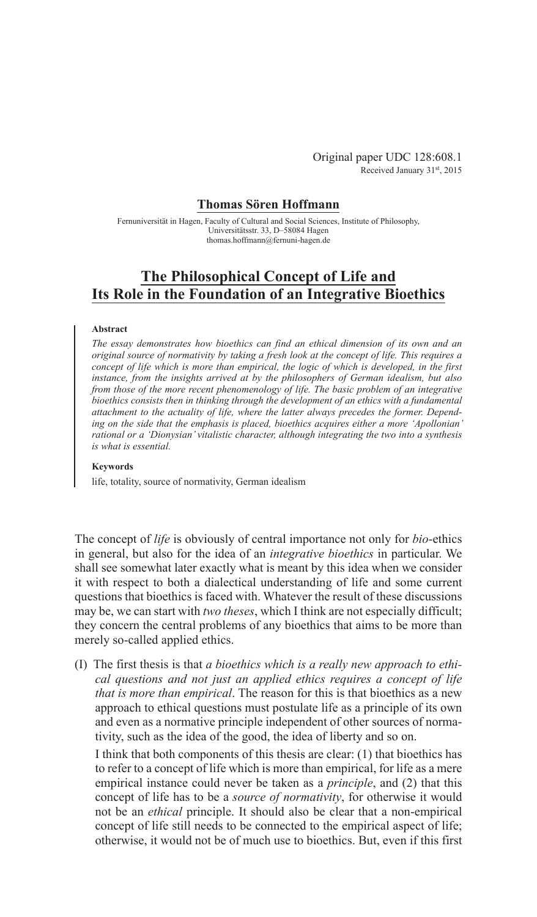Original paper UDC 128:608.1
Received January 31st, 2015

**Thomas Sören Hoffmann**

Fernuniversität in Hagen, Faculty of Cultural and Social Sciences, Institute of Philosophy, Universitätsstr. 33, D–58084 Hagen
thomas.hoffmann@fernuni-hagen.de

# The Philosophical Concept of Life and Its Role in the Foundation of an Integrative Bioethics

#### Abstract

*The essay demonstrates how bioethics can find an ethical dimension of its own and an original source of normativity by taking a fresh look at the concept of life. This requires a concept of life which is more than empirical, the logic of which is developed, in the first instance, from the insights arrived at by the philosophers of German idealism, but also from those of the more recent phenomenology of life. The basic problem of an integrative bioethics consists then in thinking through the development of an ethics with a fundamental attachment to the actuality of life, where the latter always precedes the former. Depending on the side that the emphasis is placed, bioethics acquires either a more 'Apollonian' rational or a 'Dionysian' vitalistic character, although integrating the two into a synthesis is what is essential.*

#### Keywords

life, totality, source of normativity, German idealism

The concept of *life* is obviously of central importance not only for *bio*-ethics in general, but also for the idea of an *integrative bioethics* in particular. We shall see somewhat later exactly what is meant by this idea when we consider it with respect to both a dialectical understanding of life and some current questions that bioethics is faced with. Whatever the result of these discussions may be, we can start with *two theses*, which I think are not especially difficult; they concern the central problems of any bioethics that aims to be more than merely so-called applied ethics.

(I) The first thesis is that *a bioethics which is a really new approach to ethical questions and not just an applied ethics requires a concept of life that is more than empirical*. The reason for this is that bioethics as a new approach to ethical questions must postulate life as a principle of its own and even as a normative principle independent of other sources of normativity, such as the idea of the good, the idea of liberty and so on.

I think that both components of this thesis are clear: (1) that bioethics has to refer to a concept of life which is more than empirical, for life as a mere empirical instance could never be taken as a *principle*, and (2) that this concept of life has to be a *source of normativity*, for otherwise it would not be an *ethical* principle. It should also be clear that a non-empirical concept of life still needs to be connected to the empirical aspect of life; otherwise, it would not be of much use to bioethics. But, even if this first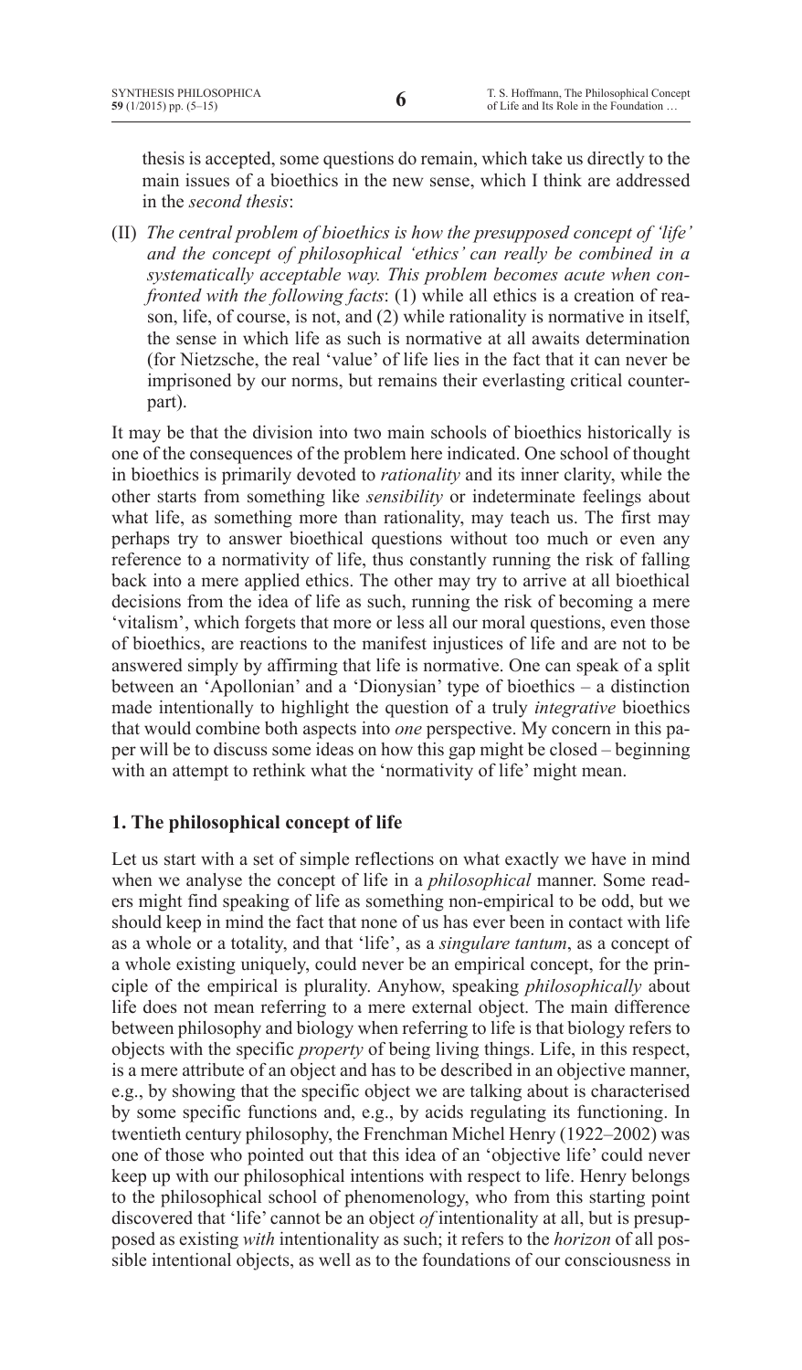thesis is accepted, some questions do remain, which take us directly to the main issues of a bioethics in the new sense, which I think are addressed in the *second thesis*:

(II) *The central problem of bioethics is how the presupposed concept of 'life' and the concept of philosophical 'ethics' can really be combined in a systematically acceptable way. This problem becomes acute when confronted with the following facts*: (1) while all ethics is a creation of reason, life, of course, is not, and (2) while rationality is normative in itself, the sense in which life as such is normative at all awaits determination (for Nietzsche, the real 'value' of life lies in the fact that it can never be imprisoned by our norms, but remains their everlasting critical counterpart).

It may be that the division into two main schools of bioethics historically is one of the consequences of the problem here indicated. One school of thought in bioethics is primarily devoted to *rationality* and its inner clarity, while the other starts from something like *sensibility* or indeterminate feelings about what life, as something more than rationality, may teach us. The first may perhaps try to answer bioethical questions without too much or even any reference to a normativity of life, thus constantly running the risk of falling back into a mere applied ethics. The other may try to arrive at all bioethical decisions from the idea of life as such, running the risk of becoming a mere 'vitalism', which forgets that more or less all our moral questions, even those of bioethics, are reactions to the manifest injustices of life and are not to be answered simply by affirming that life is normative. One can speak of a split between an 'Apollonian' and a 'Dionysian' type of bioethics – a distinction made intentionally to highlight the question of a truly *integrative* bioethics that would combine both aspects into *one* perspective. My concern in this paper will be to discuss some ideas on how this gap might be closed – beginning with an attempt to rethink what the 'normativity of life' might mean.

## 1. The philosophical concept of life

Let us start with a set of simple reflections on what exactly we have in mind when we analyse the concept of life in a *philosophical* manner. Some readers might find speaking of life as something non-empirical to be odd, but we should keep in mind the fact that none of us has ever been in contact with life as a whole or a totality, and that 'life', as a *singulare tantum*, as a concept of a whole existing uniquely, could never be an empirical concept, for the principle of the empirical is plurality. Anyhow, speaking *philosophically* about life does not mean referring to a mere external object. The main difference between philosophy and biology when referring to life is that biology refers to objects with the specific *property* of being living things. Life, in this respect, is a mere attribute of an object and has to be described in an objective manner, e.g., by showing that the specific object we are talking about is characterised by some specific functions and, e.g., by acids regulating its functioning. In twentieth century philosophy, the Frenchman Michel Henry (1922–2002) was one of those who pointed out that this idea of an 'objective life' could never keep up with our philosophical intentions with respect to life. Henry belongs to the philosophical school of phenomenology, who from this starting point discovered that 'life' cannot be an object *of* intentionality at all, but is presupposed as existing *with* intentionality as such; it refers to the *horizon* of all possible intentional objects, as well as to the foundations of our consciousness in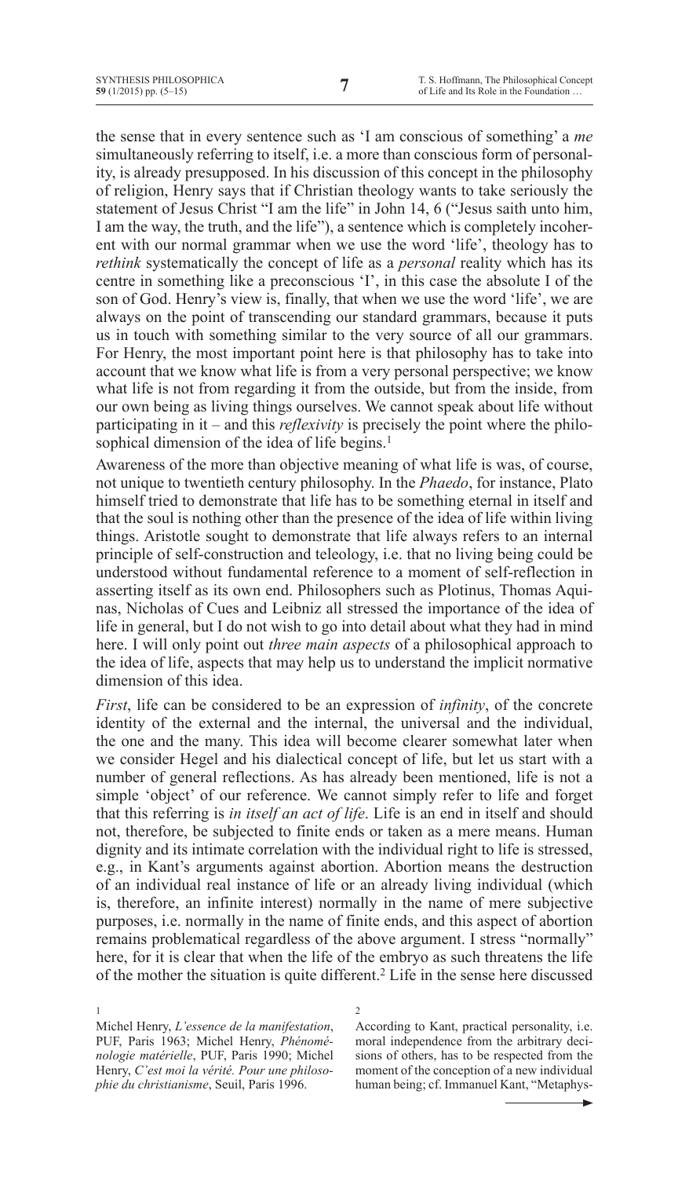the sense that in every sentence such as 'I am conscious of something' a *me* simultaneously referring to itself, i.e. a more than conscious form of personality, is already presupposed. In his discussion of this concept in the philosophy of religion, Henry says that if Christian theology wants to take seriously the statement of Jesus Christ "I am the life" in John 14, 6 ("Jesus saith unto him, I am the way, the truth, and the life"), a sentence which is completely incoherent with our normal grammar when we use the word 'life', theology has to *rethink* systematically the concept of life as a *personal* reality which has its centre in something like a preconscious 'I', in this case the absolute I of the son of God. Henry's view is, finally, that when we use the word 'life', we are always on the point of transcending our standard grammars, because it puts us in touch with something similar to the very source of all our grammars. For Henry, the most important point here is that philosophy has to take into account that we know what life is from a very personal perspective; we know what life is not from regarding it from the outside, but from the inside, from our own being as living things ourselves. We cannot speak about life without participating in it – and this *reflexivity* is precisely the point where the philosophical dimension of the idea of life begins.[1]

Awareness of the more than objective meaning of what life is was, of course, not unique to twentieth century philosophy. In the *Phaedo*, for instance, Plato himself tried to demonstrate that life has to be something eternal in itself and that the soul is nothing other than the presence of the idea of life within living things. Aristotle sought to demonstrate that life always refers to an internal principle of self-construction and teleology, i.e. that no living being could be understood without fundamental reference to a moment of self-reflection in asserting itself as its own end. Philosophers such as Plotinus, Thomas Aquinas, Nicholas of Cues and Leibniz all stressed the importance of the idea of life in general, but I do not wish to go into detail about what they had in mind here. I will only point out *three main aspects* of a philosophical approach to the idea of life, aspects that may help us to understand the implicit normative dimension of this idea.

*First*, life can be considered to be an expression of *infinity*, of the concrete identity of the external and the internal, the universal and the individual, the one and the many. This idea will become clearer somewhat later when we consider Hegel and his dialectical concept of life, but let us start with a number of general reflections. As has already been mentioned, life is not a simple 'object' of our reference. We cannot simply refer to life and forget that this referring is *in itself an act of life*. Life is an end in itself and should not, therefore, be subjected to finite ends or taken as a mere means. Human dignity and its intimate correlation with the individual right to life is stressed, e.g., in Kant's arguments against abortion. Abortion means the destruction of an individual real instance of life or an already living individual (which is, therefore, an infinite interest) normally in the name of mere subjective purposes, i.e. normally in the name of finite ends, and this aspect of abortion remains problematical regardless of the above argument. I stress "normally" here, for it is clear that when the life of the embryo as such threatens the life of the mother the situation is quite different.[2] Life in the sense here discussed

---

[1] Michel Henry, *L'essence de la manifestation*, PUF, Paris 1963; Michel Henry, *Phénoménologie matérielle*, PUF, Paris 1990; Michel Henry, *C'est moi la vérité. Pour une philosophie du christianisme*, Seuil, Paris 1996.

[2] According to Kant, practical personality, i.e. moral independence from the arbitrary decisions of others, has to be respected from the moment of the conception of a new individual human being; cf. Immanuel Kant, "Metaphys-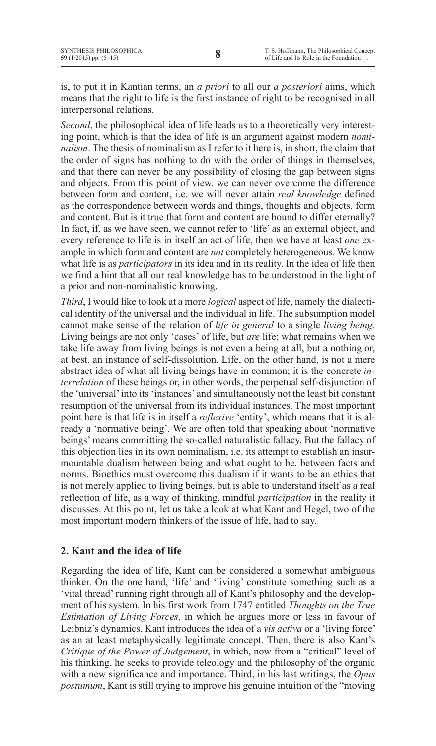is, to put it in Kantian terms, an *a priori* to all our *a posteriori* aims, which means that the right to life is the first instance of right to be recognised in all interpersonal relations.

*Second*, the philosophical idea of life leads us to a theoretically very interesting point, which is that the idea of life is an argument against modern *nominalism*. The thesis of nominalism as I refer to it here is, in short, the claim that the order of signs has nothing to do with the order of things in themselves, and that there can never be any possibility of closing the gap between signs and objects. From this point of view, we can never overcome the difference between form and content, i.e. we will never attain *real knowledge* defined as the correspondence between words and things, thoughts and objects, form and content. But is it true that form and content are bound to differ eternally? In fact, if, as we have seen, we cannot refer to 'life' as an external object, and every reference to life is in itself an act of life, then we have at least *one* example in which form and content are *not* completely heterogeneous. We know what life is as *participators* in its idea and in its reality. In the idea of life then we find a hint that all our real knowledge has to be understood in the light of a prior and non-nominalistic knowing.

*Third*, I would like to look at a more *logical* aspect of life, namely the dialectical identity of the universal and the individual in life. The subsumption model cannot make sense of the relation of *life in general* to a single *living being*. Living beings are not only 'cases' of life, but *are* life; what remains when we take life away from living beings is not even a being at all, but a nothing or, at best, an instance of self-dissolution. Life, on the other hand, is not a mere abstract idea of what all living beings have in common; it is the concrete *interrelation* of these beings or, in other words, the perpetual self-disjunction of the 'universal' into its 'instances' and simultaneously not the least bit constant resumption of the universal from its individual instances. The most important point here is that life is in itself a *reflexive* 'entity', which means that it is already a 'normative being'. We are often told that speaking about 'normative beings' means committing the so-called naturalistic fallacy. But the fallacy of this objection lies in its own nominalism, i.e. its attempt to establish an insurmountable dualism between being and what ought to be, between facts and norms. Bioethics must overcome this dualism if it wants to be an ethics that is not merely applied to living beings, but is able to understand itself as a real reflection of life, as a way of thinking, mindful *participation* in the reality it discusses. At this point, let us take a look at what Kant and Hegel, two of the most important modern thinkers of the issue of life, had to say.

## 2. Kant and the idea of life

Regarding the idea of life, Kant can be considered a somewhat ambiguous thinker. On the one hand, 'life' and 'living' constitute something such as a 'vital thread' running right through all of Kant's philosophy and the development of his system. In his first work from 1747 entitled *Thoughts on the True Estimation of Living Forces*, in which he argues more or less in favour of Leibniz's dynamics, Kant introduces the idea of a *vis activa* or a 'living force' as an at least metaphysically legitimate concept. Then, there is also Kant's *Critique of the Power of Judgement*, in which, now from a "critical" level of his thinking, he seeks to provide teleology and the philosophy of the organic with a new significance and importance. Third, in his last writings, the *Opus postumum*, Kant is still trying to improve his genuine intuition of the "moving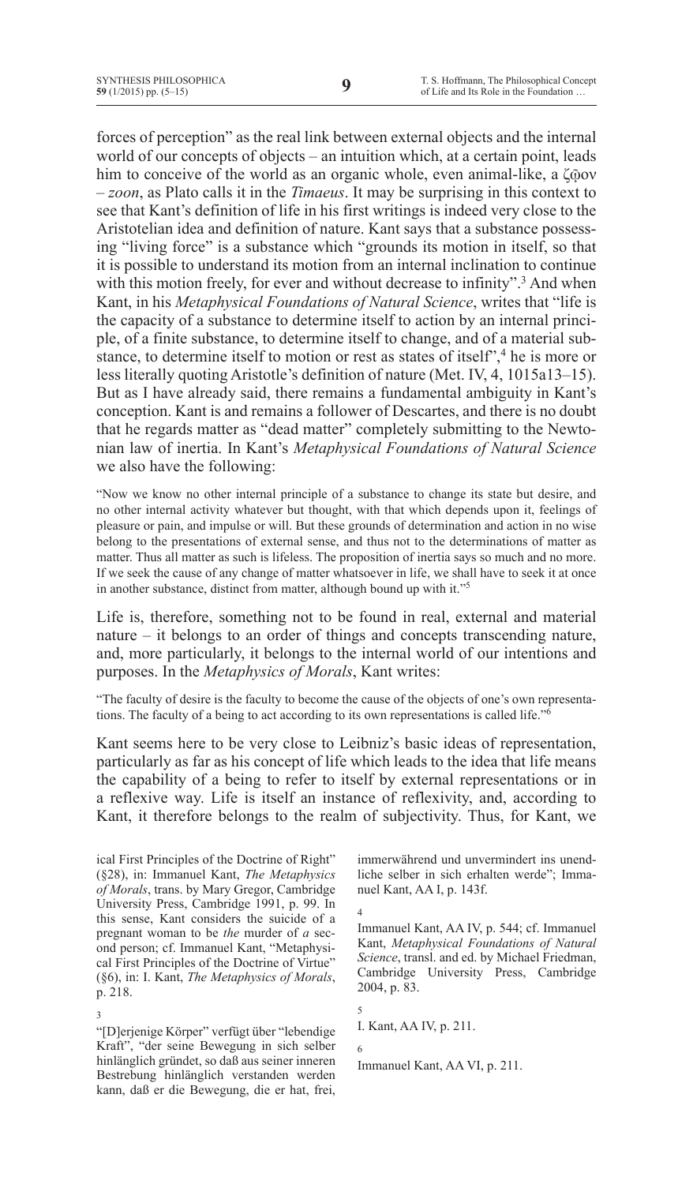forces of perception" as the real link between external objects and the internal world of our concepts of objects – an intuition which, at a certain point, leads him to conceive of the world as an organic whole, even animal-like, a ζῷον – *zoon*, as Plato calls it in the *Timaeus*. It may be surprising in this context to see that Kant's definition of life in his first writings is indeed very close to the Aristotelian idea and definition of nature. Kant says that a substance possessing "living force" is a substance which "grounds its motion in itself, so that it is possible to understand its motion from an internal inclination to continue with this motion freely, for ever and without decrease to infinity".[3] And when Kant, in his *Metaphysical Foundations of Natural Science*, writes that "life is the capacity of a substance to determine itself to action by an internal principle, of a finite substance, to determine itself to change, and of a material substance, to determine itself to motion or rest as states of itself",[4] he is more or less literally quoting Aristotle's definition of nature (Met. IV, 4, 1015a13–15). But as I have already said, there remains a fundamental ambiguity in Kant's conception. Kant is and remains a follower of Descartes, and there is no doubt that he regards matter as "dead matter" completely submitting to the Newtonian law of inertia. In Kant's *Metaphysical Foundations of Natural Science* we also have the following:

> "Now we know no other internal principle of a substance to change its state but desire, and no other internal activity whatever but thought, with that which depends upon it, feelings of pleasure or pain, and impulse or will. But these grounds of determination and action in no wise belong to the presentations of external sense, and thus not to the determinations of matter as matter. Thus all matter as such is lifeless. The proposition of inertia says so much and no more. If we seek the cause of any change of matter whatsoever in life, we shall have to seek it at once in another substance, distinct from matter, although bound up with it."[5]

Life is, therefore, something not to be found in real, external and material nature – it belongs to an order of things and concepts transcending nature, and, more particularly, it belongs to the internal world of our intentions and purposes. In the *Metaphysics of Morals*, Kant writes:

> "The faculty of desire is the faculty to become the cause of the objects of one's own representations. The faculty of a being to act according to its own representations is called life."[6]

Kant seems here to be very close to Leibniz's basic ideas of representation, particularly as far as his concept of life which leads to the idea that life means the capability of a being to refer to itself by external representations or in a reflexive way. Life is itself an instance of reflexivity, and, according to Kant, it therefore belongs to the realm of subjectivity. Thus, for Kant, we

---

ical First Principles of the Doctrine of Right" (§28), in: Immanuel Kant, *The Metaphysics of Morals*, trans. by Mary Gregor, Cambridge University Press, Cambridge 1991, p. 99. In this sense, Kant considers the suicide of a pregnant woman to be *the* murder of *a* second person; cf. Immanuel Kant, "Metaphysical First Principles of the Doctrine of Virtue" (§6), in: I. Kant, *The Metaphysics of Morals*, p. 218.

[3] "[D]erjenige Körper" verfügt über "lebendige Kraft", "der seine Bewegung in sich selber hinlänglich gründet, so daß aus seiner inneren Bestrebung hinlänglich verstanden werden kann, daß er die Bewegung, die er hat, frei, immerwährend und unvermindert ins unendliche selber in sich erhalten werde"; Immanuel Kant, AA I, p. 143f.

[4] Immanuel Kant, AA IV, p. 544; cf. Immanuel Kant, *Metaphysical Foundations of Natural Science*, transl. and ed. by Michael Friedman, Cambridge University Press, Cambridge 2004, p. 83.

[5] I. Kant, AA IV, p. 211.

[6] Immanuel Kant, AA VI, p. 211.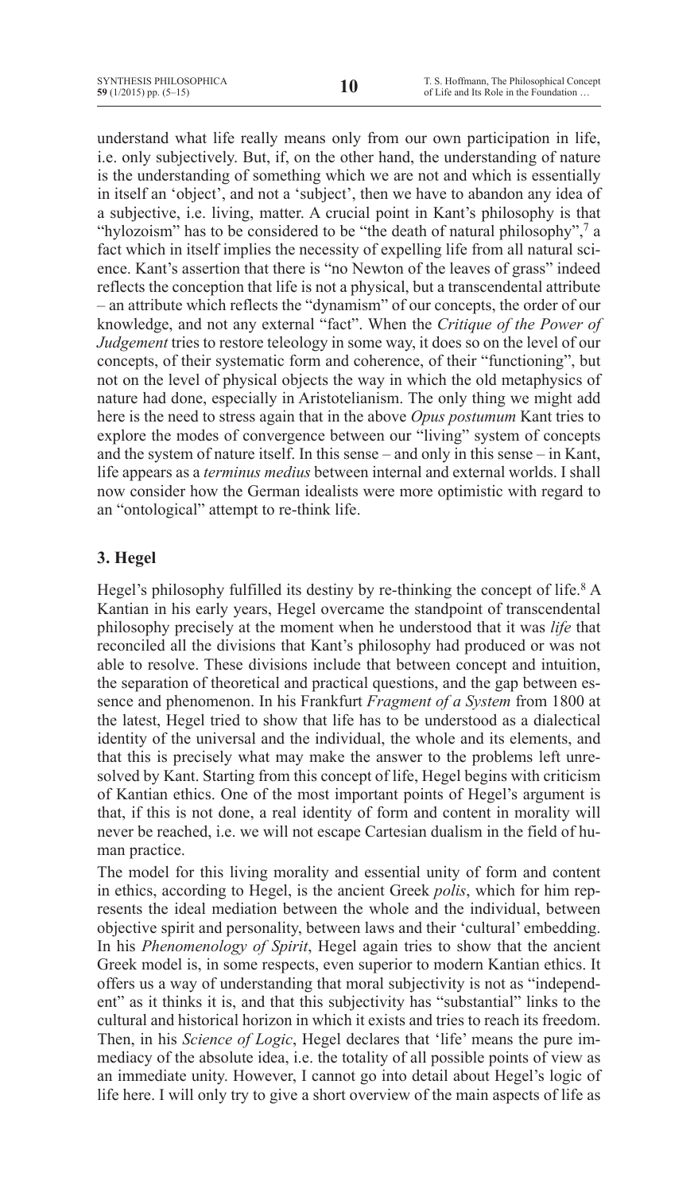understand what life really means only from our own participation in life, i.e. only subjectively. But, if, on the other hand, the understanding of nature is the understanding of something which we are not and which is essentially in itself an 'object', and not a 'subject', then we have to abandon any idea of a subjective, i.e. living, matter. A crucial point in Kant's philosophy is that "hylozoism" has to be considered to be "the death of natural philosophy",[7] a fact which in itself implies the necessity of expelling life from all natural science. Kant's assertion that there is "no Newton of the leaves of grass" indeed reflects the conception that life is not a physical, but a transcendental attribute – an attribute which reflects the "dynamism" of our concepts, the order of our knowledge, and not any external "fact". When the *Critique of the Power of Judgement* tries to restore teleology in some way, it does so on the level of our concepts, of their systematic form and coherence, of their "functioning", but not on the level of physical objects the way in which the old metaphysics of nature had done, especially in Aristotelianism. The only thing we might add here is the need to stress again that in the above *Opus postumum* Kant tries to explore the modes of convergence between our "living" system of concepts and the system of nature itself. In this sense – and only in this sense – in Kant, life appears as a *terminus medius* between internal and external worlds. I shall now consider how the German idealists were more optimistic with regard to an "ontological" attempt to re-think life.

## 3. Hegel

Hegel's philosophy fulfilled its destiny by re-thinking the concept of life.[8] A Kantian in his early years, Hegel overcame the standpoint of transcendental philosophy precisely at the moment when he understood that it was *life* that reconciled all the divisions that Kant's philosophy had produced or was not able to resolve. These divisions include that between concept and intuition, the separation of theoretical and practical questions, and the gap between essence and phenomenon. In his Frankfurt *Fragment of a System* from 1800 at the latest, Hegel tried to show that life has to be understood as a dialectical identity of the universal and the individual, the whole and its elements, and that this is precisely what may make the answer to the problems left unresolved by Kant. Starting from this concept of life, Hegel begins with criticism of Kantian ethics. One of the most important points of Hegel's argument is that, if this is not done, a real identity of form and content in morality will never be reached, i.e. we will not escape Cartesian dualism in the field of human practice.

The model for this living morality and essential unity of form and content in ethics, according to Hegel, is the ancient Greek *polis*, which for him represents the ideal mediation between the whole and the individual, between objective spirit and personality, between laws and their 'cultural' embedding. In his *Phenomenology of Spirit*, Hegel again tries to show that the ancient Greek model is, in some respects, even superior to modern Kantian ethics. It offers us a way of understanding that moral subjectivity is not as "independent" as it thinks it is, and that this subjectivity has "substantial" links to the cultural and historical horizon in which it exists and tries to reach its freedom. Then, in his *Science of Logic*, Hegel declares that 'life' means the pure immediacy of the absolute idea, i.e. the totality of all possible points of view as an immediate unity. However, I cannot go into detail about Hegel's logic of life here. I will only try to give a short overview of the main aspects of life as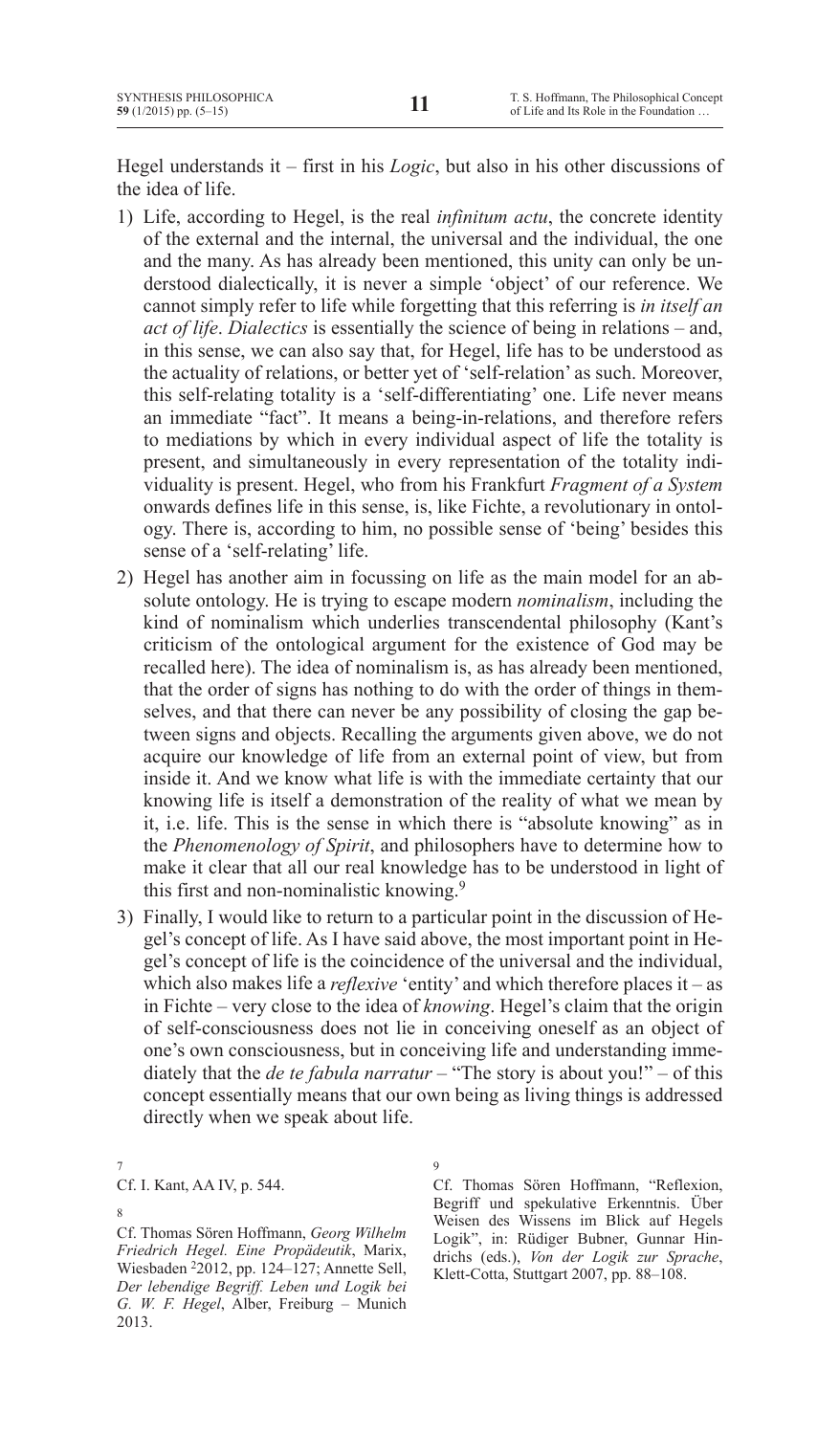Hegel understands it – first in his *Logic*, but also in his other discussions of the idea of life.

1) Life, according to Hegel, is the real *infinitum actu*, the concrete identity of the external and the internal, the universal and the individual, the one and the many. As has already been mentioned, this unity can only be understood dialectically, it is never a simple 'object' of our reference. We cannot simply refer to life while forgetting that this referring is *in itself an act of life*. *Dialectics* is essentially the science of being in relations – and, in this sense, we can also say that, for Hegel, life has to be understood as the actuality of relations, or better yet of 'self-relation' as such. Moreover, this self-relating totality is a 'self-differentiating' one. Life never means an immediate "fact". It means a being-in-relations, and therefore refers to mediations by which in every individual aspect of life the totality is present, and simultaneously in every representation of the totality individuality is present. Hegel, who from his Frankfurt *Fragment of a System* onwards defines life in this sense, is, like Fichte, a revolutionary in ontology. There is, according to him, no possible sense of 'being' besides this sense of a 'self-relating' life.
2) Hegel has another aim in focussing on life as the main model for an absolute ontology. He is trying to escape modern *nominalism*, including the kind of nominalism which underlies transcendental philosophy (Kant's criticism of the ontological argument for the existence of God may be recalled here). The idea of nominalism is, as has already been mentioned, that the order of signs has nothing to do with the order of things in themselves, and that there can never be any possibility of closing the gap between signs and objects. Recalling the arguments given above, we do not acquire our knowledge of life from an external point of view, but from inside it. And we know what life is with the immediate certainty that our knowing life is itself a demonstration of the reality of what we mean by it, i.e. life. This is the sense in which there is "absolute knowing" as in the *Phenomenology of Spirit*, and philosophers have to determine how to make it clear that all our real knowledge has to be understood in light of this first and non-nominalistic knowing.[9]
3) Finally, I would like to return to a particular point in the discussion of Hegel's concept of life. As I have said above, the most important point in Hegel's concept of life is the coincidence of the universal and the individual, which also makes life a *reflexive* 'entity' and which therefore places it – as in Fichte – very close to the idea of *knowing*. Hegel's claim that the origin of self-consciousness does not lie in conceiving oneself as an object of one's own consciousness, but in conceiving life and understanding immediately that the *de te fabula narratur* – "The story is about you!" – of this concept essentially means that our own being as living things is addressed directly when we speak about life.

---

7 Cf. I. Kant, AA IV, p. 544.

8 Cf. Thomas Sören Hoffmann, *Georg Wilhelm Friedrich Hegel. Eine Propädeutik*, Marix, Wiesbaden [2]2012, pp. 124–127; Annette Sell, *Der lebendige Begriff. Leben und Logik bei G. W. F. Hegel*, Alber, Freiburg – Munich 2013.

9 Cf. Thomas Sören Hoffmann, "Reflexion, Begriff und spekulative Erkenntnis. Über Weisen des Wissens im Blick auf Hegels Logik", in: Rüdiger Bubner, Gunnar Hindrichs (eds.), *Von der Logik zur Sprache*, Klett-Cotta, Stuttgart 2007, pp. 88–108.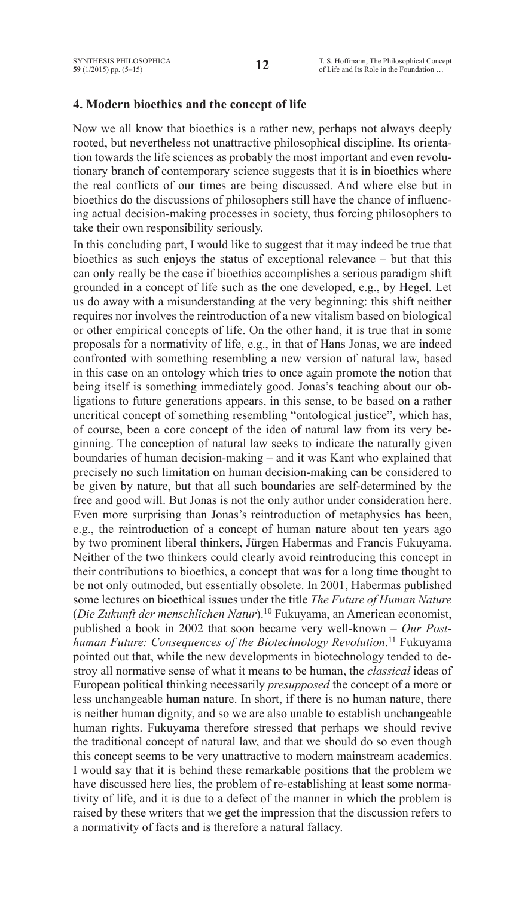## 4. Modern bioethics and the concept of life

Now we all know that bioethics is a rather new, perhaps not always deeply rooted, but nevertheless not unattractive philosophical discipline. Its orientation towards the life sciences as probably the most important and even revolutionary branch of contemporary science suggests that it is in bioethics where the real conflicts of our times are being discussed. And where else but in bioethics do the discussions of philosophers still have the chance of influencing actual decision-making processes in society, thus forcing philosophers to take their own responsibility seriously.

In this concluding part, I would like to suggest that it may indeed be true that bioethics as such enjoys the status of exceptional relevance – but that this can only really be the case if bioethics accomplishes a serious paradigm shift grounded in a concept of life such as the one developed, e.g., by Hegel. Let us do away with a misunderstanding at the very beginning: this shift neither requires nor involves the reintroduction of a new vitalism based on biological or other empirical concepts of life. On the other hand, it is true that in some proposals for a normativity of life, e.g., in that of Hans Jonas, we are indeed confronted with something resembling a new version of natural law, based in this case on an ontology which tries to once again promote the notion that being itself is something immediately good. Jonas's teaching about our obligations to future generations appears, in this sense, to be based on a rather uncritical concept of something resembling "ontological justice", which has, of course, been a core concept of the idea of natural law from its very beginning. The conception of natural law seeks to indicate the naturally given boundaries of human decision-making – and it was Kant who explained that precisely no such limitation on human decision-making can be considered to be given by nature, but that all such boundaries are self-determined by the free and good will. But Jonas is not the only author under consideration here. Even more surprising than Jonas's reintroduction of metaphysics has been, e.g., the reintroduction of a concept of human nature about ten years ago by two prominent liberal thinkers, Jürgen Habermas and Francis Fukuyama. Neither of the two thinkers could clearly avoid reintroducing this concept in their contributions to bioethics, a concept that was for a long time thought to be not only outmoded, but essentially obsolete. In 2001, Habermas published some lectures on bioethical issues under the title *The Future of Human Nature* (*Die Zukunft der menschlichen Natur*).[10] Fukuyama, an American economist, published a book in 2002 that soon became very well-known – *Our Posthuman Future: Consequences of the Biotechnology Revolution*.[11] Fukuyama pointed out that, while the new developments in biotechnology tended to destroy all normative sense of what it means to be human, the *classical* ideas of European political thinking necessarily *presupposed* the concept of a more or less unchangeable human nature. In short, if there is no human nature, there is neither human dignity, and so we are also unable to establish unchangeable human rights. Fukuyama therefore stressed that perhaps we should revive the traditional concept of natural law, and that we should do so even though this concept seems to be very unattractive to modern mainstream academics. I would say that it is behind these remarkable positions that the problem we have discussed here lies, the problem of re-establishing at least some normativity of life, and it is due to a defect of the manner in which the problem is raised by these writers that we get the impression that the discussion refers to a normativity of facts and is therefore a natural fallacy.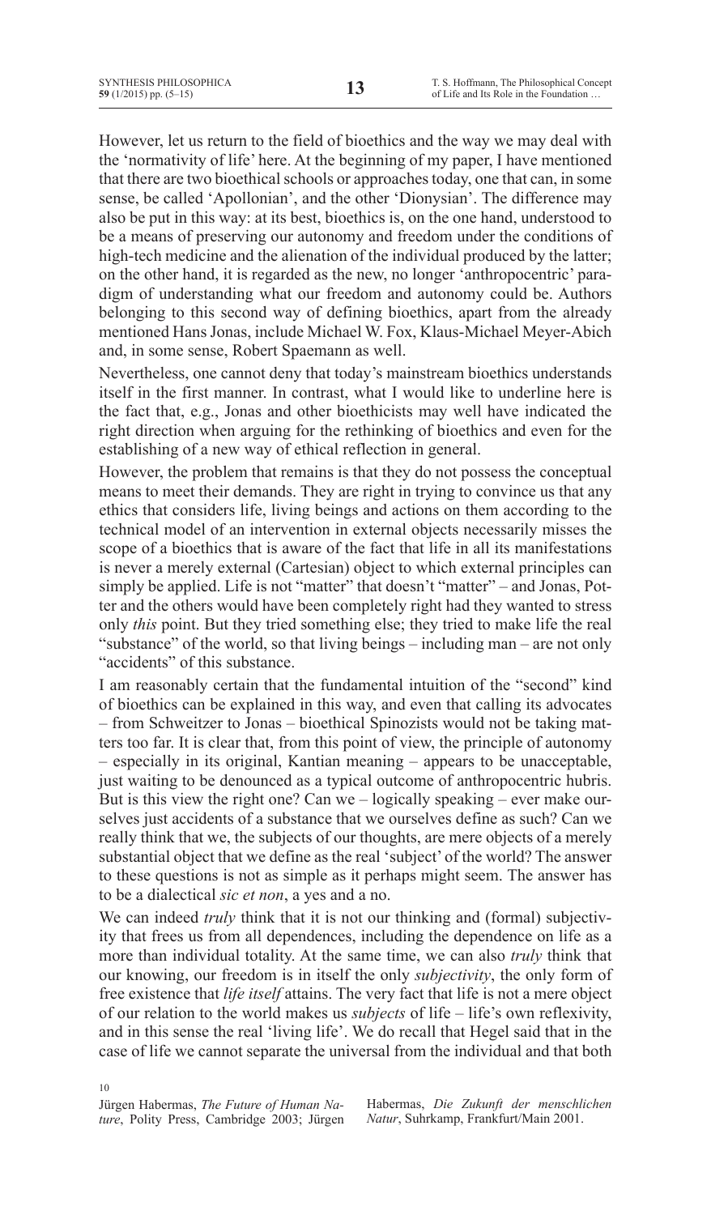However, let us return to the field of bioethics and the way we may deal with the 'normativity of life' here. At the beginning of my paper, I have mentioned that there are two bioethical schools or approaches today, one that can, in some sense, be called 'Apollonian', and the other 'Dionysian'. The difference may also be put in this way: at its best, bioethics is, on the one hand, understood to be a means of preserving our autonomy and freedom under the conditions of high-tech medicine and the alienation of the individual produced by the latter; on the other hand, it is regarded as the new, no longer 'anthropocentric' paradigm of understanding what our freedom and autonomy could be. Authors belonging to this second way of defining bioethics, apart from the already mentioned Hans Jonas, include Michael W. Fox, Klaus-Michael Meyer-Abich and, in some sense, Robert Spaemann as well.

Nevertheless, one cannot deny that today's mainstream bioethics understands itself in the first manner. In contrast, what I would like to underline here is the fact that, e.g., Jonas and other bioethicists may well have indicated the right direction when arguing for the rethinking of bioethics and even for the establishing of a new way of ethical reflection in general.

However, the problem that remains is that they do not possess the conceptual means to meet their demands. They are right in trying to convince us that any ethics that considers life, living beings and actions on them according to the technical model of an intervention in external objects necessarily misses the scope of a bioethics that is aware of the fact that life in all its manifestations is never a merely external (Cartesian) object to which external principles can simply be applied. Life is not "matter" that doesn't "matter" – and Jonas, Potter and the others would have been completely right had they wanted to stress only *this* point. But they tried something else; they tried to make life the real "substance" of the world, so that living beings – including man – are not only "accidents" of this substance.

I am reasonably certain that the fundamental intuition of the "second" kind of bioethics can be explained in this way, and even that calling its advocates – from Schweitzer to Jonas – bioethical Spinozists would not be taking matters too far. It is clear that, from this point of view, the principle of autonomy – especially in its original, Kantian meaning – appears to be unacceptable, just waiting to be denounced as a typical outcome of anthropocentric hubris. But is this view the right one? Can we – logically speaking – ever make ourselves just accidents of a substance that we ourselves define as such? Can we really think that we, the subjects of our thoughts, are mere objects of a merely substantial object that we define as the real 'subject' of the world? The answer to these questions is not as simple as it perhaps might seem. The answer has to be a dialectical *sic et non*, a yes and a no.

We can indeed *truly* think that it is not our thinking and (formal) subjectivity that frees us from all dependences, including the dependence on life as a more than individual totality. At the same time, we can also *truly* think that our knowing, our freedom is in itself the only *subjectivity*, the only form of free existence that *life itself* attains. The very fact that life is not a mere object of our relation to the world makes us *subjects* of life – life's own reflexivity, and in this sense the real 'living life'. We do recall that Hegel said that in the case of life we cannot separate the universal from the individual and that both

---

10 Jürgen Habermas, *The Future of Human Nature*, Polity Press, Cambridge 2003; Jürgen Habermas, *Die Zukunft der menschlichen Natur*, Suhrkamp, Frankfurt/Main 2001.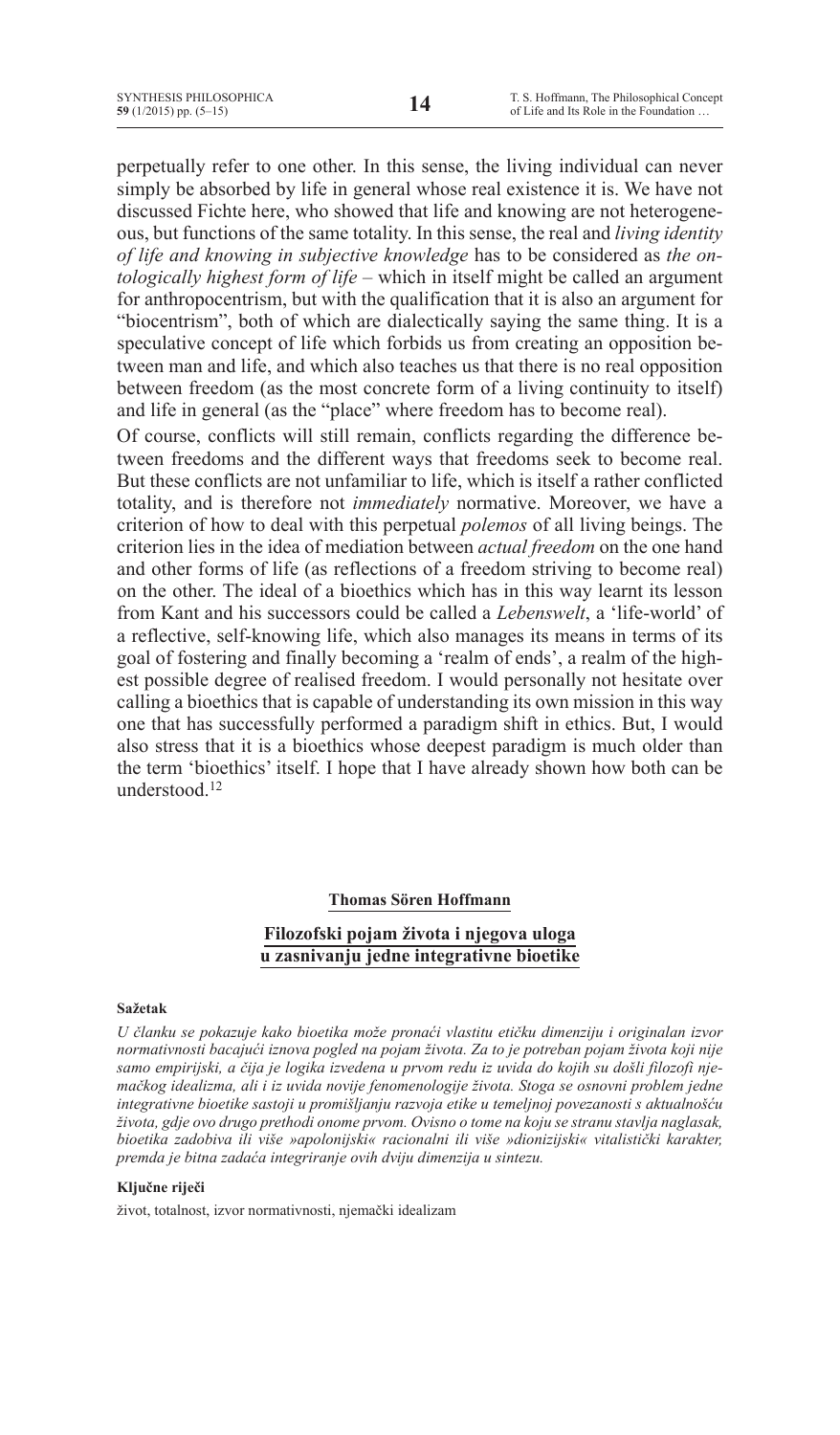perpetually refer to one other. In this sense, the living individual can never simply be absorbed by life in general whose real existence it is. We have not discussed Fichte here, who showed that life and knowing are not heterogeneous, but functions of the same totality. In this sense, the real and *living identity of life and knowing in subjective knowledge* has to be considered as *the ontologically highest form of life* – which in itself might be called an argument for anthropocentrism, but with the qualification that it is also an argument for "biocentrism", both of which are dialectically saying the same thing. It is a speculative concept of life which forbids us from creating an opposition between man and life, and which also teaches us that there is no real opposition between freedom (as the most concrete form of a living continuity to itself) and life in general (as the "place" where freedom has to become real).

Of course, conflicts will still remain, conflicts regarding the difference between freedoms and the different ways that freedoms seek to become real. But these conflicts are not unfamiliar to life, which is itself a rather conflicted totality, and is therefore not *immediately* normative. Moreover, we have a criterion of how to deal with this perpetual *polemos* of all living beings. The criterion lies in the idea of mediation between *actual freedom* on the one hand and other forms of life (as reflections of a freedom striving to become real) on the other. The ideal of a bioethics which has in this way learnt its lesson from Kant and his successors could be called a *Lebenswelt*, a 'life-world' of a reflective, self-knowing life, which also manages its means in terms of its goal of fostering and finally becoming a 'realm of ends', a realm of the highest possible degree of realised freedom. I would personally not hesitate over calling a bioethics that is capable of understanding its own mission in this way one that has successfully performed a paradigm shift in ethics. But, I would also stress that it is a bioethics whose deepest paradigm is much older than the term 'bioethics' itself. I hope that I have already shown how both can be understood.[12]

**Thomas Sören Hoffmann**

## Filozofski pojam života i njegova uloga u zasnivanju jedne integrativne bioetike

**Sažetak**

*U članku se pokazuje kako bioetika može pronaći vlastitu etičku dimenziju i originalan izvor normativnosti bacajući iznova pogled na pojam života. Za to je potreban pojam života koji nije samo empirijski, a čija je logika izvedena u prvom redu iz uvida do kojih su došli filozofi njemačkog idealizma, ali i iz uvida novije fenomenologije života. Stoga se osnovni problem jedne integrativne bioetike sastoji u promišljanju razvoja etike u temeljnoj povezanosti s aktualnošću života, gdje ovo drugo prethodi onome prvom. Ovisno o tome na koju se stranu stavlja naglasak, bioetika zadobiva ili više »apolonijski« racionalni ili više »dionizijski« vitalistički karakter, premda je bitna zadaća integriranje ovih dviju dimenzija u sintezu.*

**Ključne riječi**

život, totalnost, izvor normativnosti, njemački idealizam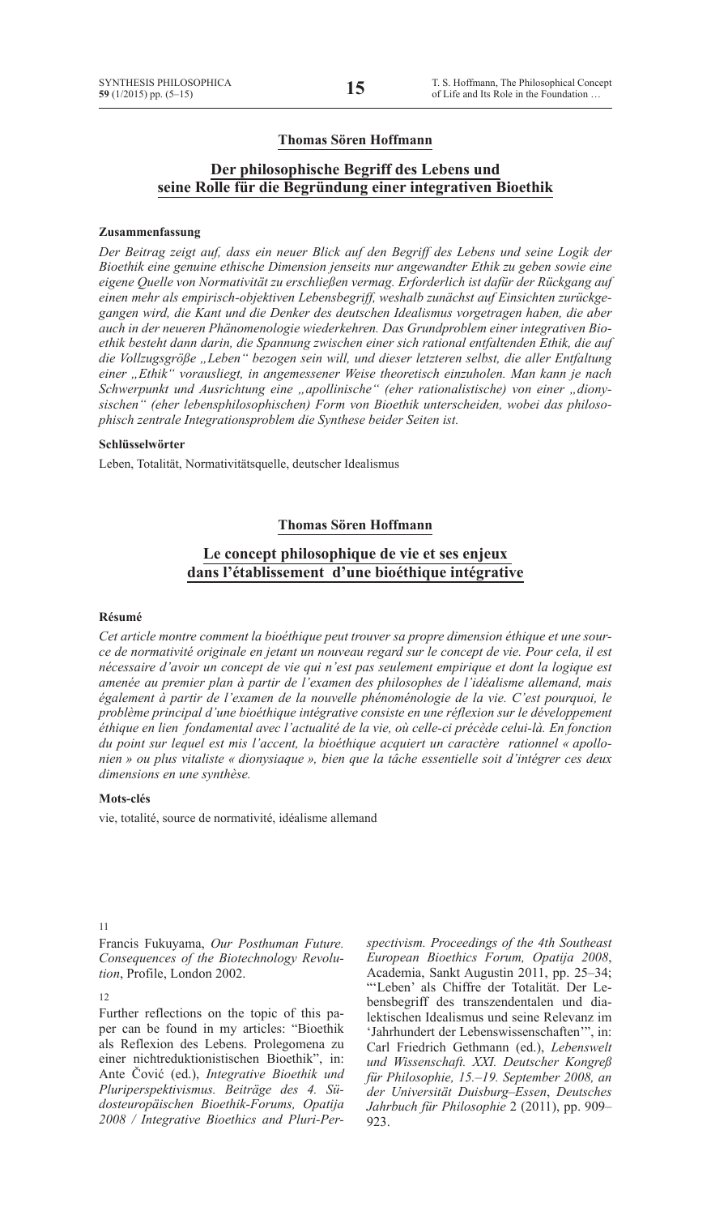**Thomas Sören Hoffmann**

## Der philosophische Begriff des Lebens und seine Rolle für die Begründung einer integrativen Bioethik

**Zusammenfassung**

*Der Beitrag zeigt auf, dass ein neuer Blick auf den Begriff des Lebens und seine Logik der Bioethik eine genuine ethische Dimension jenseits nur angewandter Ethik zu geben sowie eine eigene Quelle von Normativität zu erschließen vermag. Erforderlich ist dafür der Rückgang auf einen mehr als empirisch-objektiven Lebensbegriff, weshalb zunächst auf Einsichten zurückgegangen wird, die Kant und die Denker des deutschen Idealismus vorgetragen haben, die aber auch in der neueren Phänomenologie wiederkehren. Das Grundproblem einer integrativen Bioethik besteht dann darin, die Spannung zwischen einer sich rational entfaltenden Ethik, die auf die Vollzugsgröße „Leben" bezogen sein will, und dieser letzteren selbst, die aller Entfaltung einer „Ethik" vorausliegt, in angemessener Weise theoretisch einzuholen. Man kann je nach Schwerpunkt und Ausrichtung eine „apollinische" (eher rationalistische) von einer „dionysischen" (eher lebensphilosophischen) Form von Bioethik unterscheiden, wobei das philosophisch zentrale Integrationsproblem die Synthese beider Seiten ist.*

**Schlüsselwörter**

Leben, Totalität, Normativitätsquelle, deutscher Idealismus

**Thomas Sören Hoffmann**

## Le concept philosophique de vie et ses enjeux dans l'établissement d'une bioéthique intégrative

**Résumé**

*Cet article montre comment la bioéthique peut trouver sa propre dimension éthique et une source de normativité originale en jetant un nouveau regard sur le concept de vie. Pour cela, il est nécessaire d'avoir un concept de vie qui n'est pas seulement empirique et dont la logique est amenée au premier plan à partir de l'examen des philosophes de l'idéalisme allemand, mais également à partir de l'examen de la nouvelle phénoménologie de la vie. C'est pourquoi, le problème principal d'une bioéthique intégrative consiste en une réflexion sur le développement éthique en lien fondamental avec l'actualité de la vie, où celle-ci précède celui-là. En fonction du point sur lequel est mis l'accent, la bioéthique acquiert un caractère rationnel « apollonien » ou plus vitaliste « dionysiaque », bien que la tâche essentielle soit d'intégrer ces deux dimensions en une synthèse.*

**Mots-clés**

vie, totalité, source de normativité, idéalisme allemand

---

[11] Francis Fukuyama, *Our Posthuman Future. Consequences of the Biotechnology Revolution*, Profile, London 2002.

[12] Further reflections on the topic of this paper can be found in my articles: "Bioethik als Reflexion des Lebens. Prolegomena zu einer nichtreduktionistischen Bioethik", in: Ante Čović (ed.), *Integrative Bioethik und Pluriperspektivismus. Beiträge des 4. Südosteuropäischen Bioethik-Forums, Opatija 2008 / Integrative Bioethics and Pluri-Perspectivism. Proceedings of the 4th Southeast European Bioethics Forum, Opatija 2008*, Academia, Sankt Augustin 2011, pp. 25–34; "'Leben' als Chiffre der Totalität. Der Lebensbegriff des transzendentalen und dialektischen Idealismus und seine Relevanz im 'Jahrhundert der Lebenswissenschaften'", in: Carl Friedrich Gethmann (ed.), *Lebenswelt und Wissenschaft. XXI. Deutscher Kongreß für Philosophie, 15.–19. September 2008, an der Universität Duisburg–Essen*, *Deutsches Jahrbuch für Philosophie* 2 (2011), pp. 909–923.